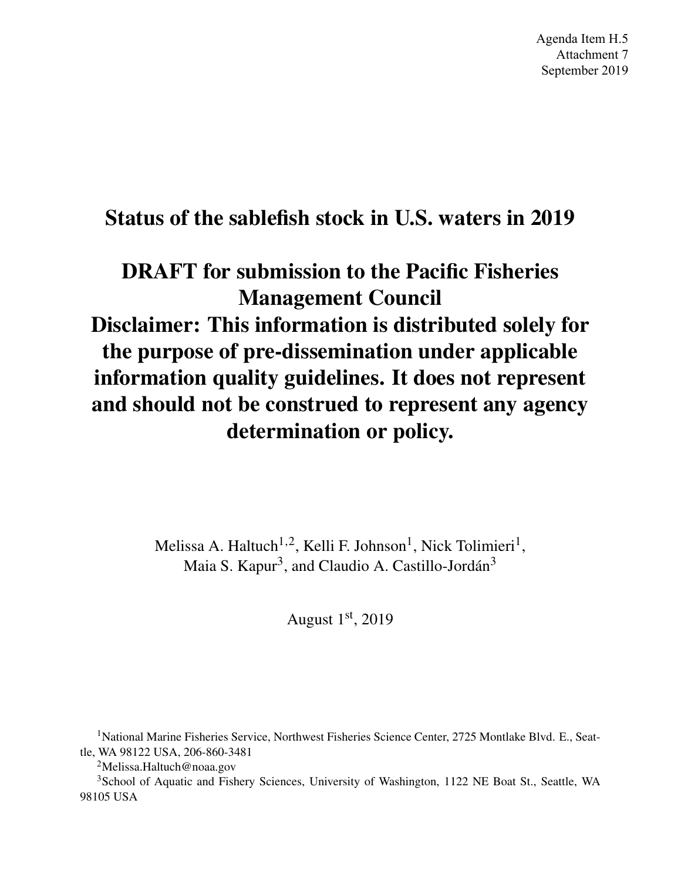Agenda Item H.5
Attachment 7
September 2019

# Status of the sablefish stock in U.S. waters in 2019

# DRAFT for submission to the Pacific Fisheries Management Council

# Disclaimer: This information is distributed solely for the purpose of pre-dissemination under applicable information quality guidelines. It does not represent and should not be construed to represent any agency determination or policy.

Melissa A. Haltuch[1,2], Kelli F. Johnson[1], Nick Tolimieri[1], Maia S. Kapur[3], and Claudio A. Castillo-Jordán[3]

August 1st, 2019

[1]National Marine Fisheries Service, Northwest Fisheries Science Center, 2725 Montlake Blvd. E., Seattle, WA 98122 USA, 206-860-3481

[2]Melissa.Haltuch@noaa.gov

[3]School of Aquatic and Fishery Sciences, University of Washington, 1122 NE Boat St., Seattle, WA 98105 USA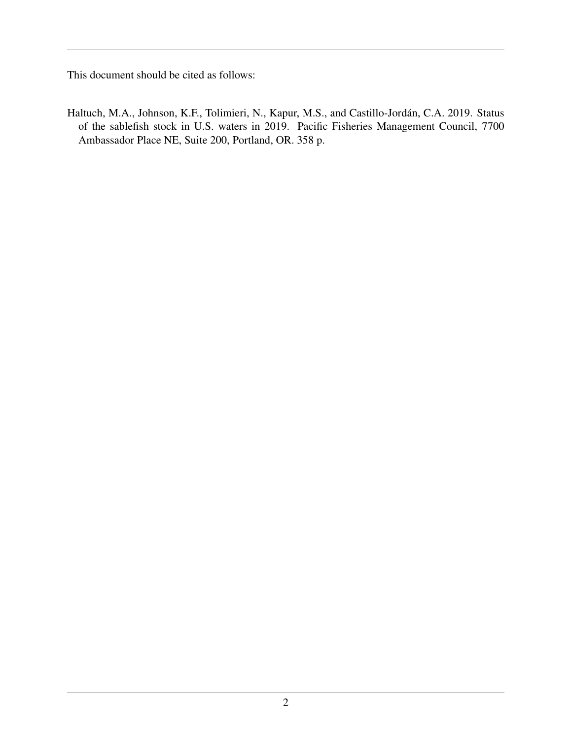This document should be cited as follows:

Haltuch, M.A., Johnson, K.F., Tolimieri, N., Kapur, M.S., and Castillo-Jordán, C.A. 2019. Status of the sablefish stock in U.S. waters in 2019. Pacific Fisheries Management Council, 7700 Ambassador Place NE, Suite 200, Portland, OR. 358 p.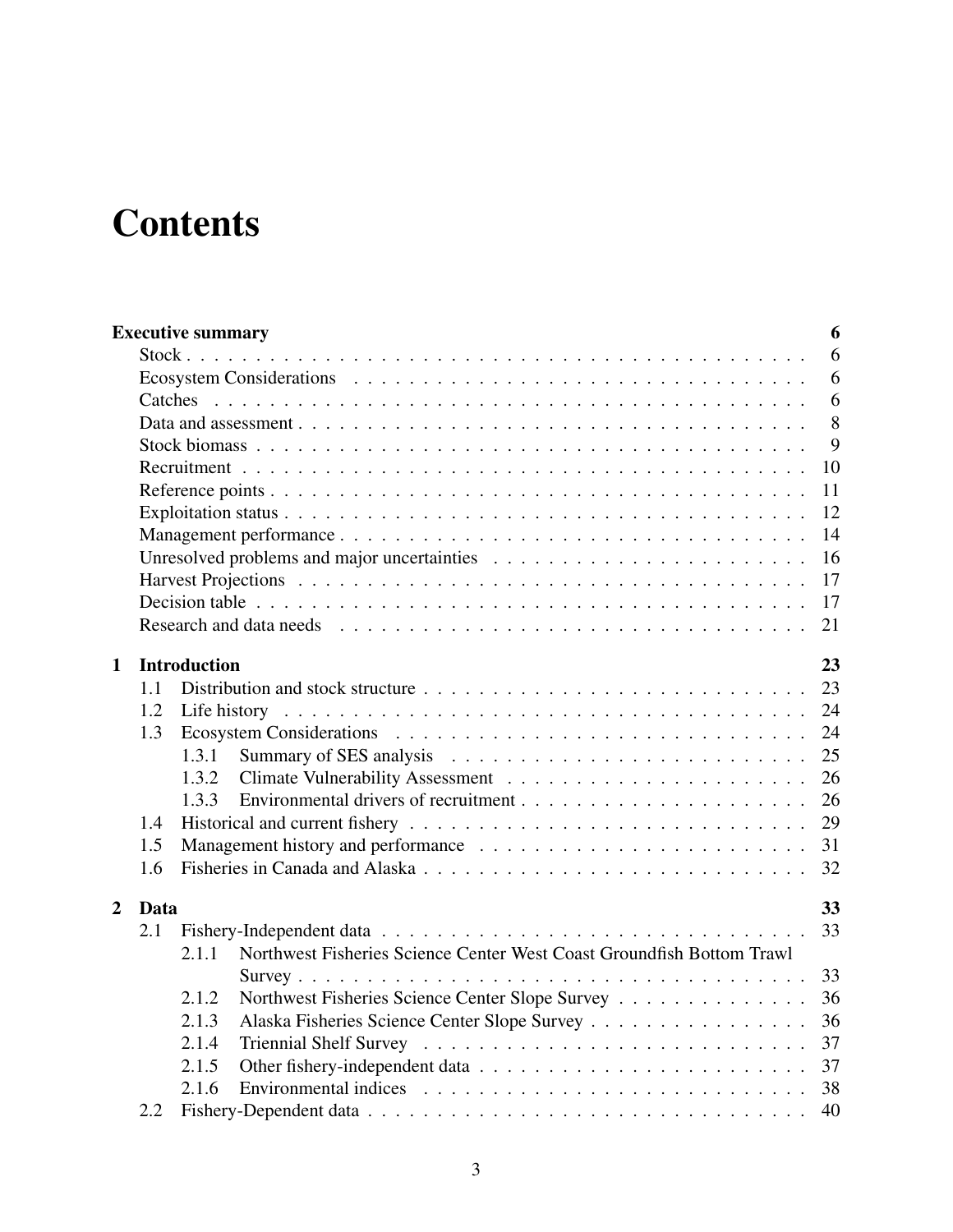# Contents

**Executive summary** **6**

- Stock 6
- Ecosystem Considerations 6
- Catches 6
- Data and assessment 8
- Stock biomass 9
- Recruitment 10
- Reference points 11
- Exploitation status 12
- Management performance 14
- Unresolved problems and major uncertainties 16
- Harvest Projections 17
- Decision table 17
- Research and data needs 21

**1 Introduction** **23**

- 1.1 Distribution and stock structure 23
- 1.2 Life history 24
- 1.3 Ecosystem Considerations 24
  - 1.3.1 Summary of SES analysis 25
  - 1.3.2 Climate Vulnerability Assessment 26
  - 1.3.3 Environmental drivers of recruitment 26
- 1.4 Historical and current fishery 29
- 1.5 Management history and performance 31
- 1.6 Fisheries in Canada and Alaska 32

**2 Data** **33**

- 2.1 Fishery-Independent data 33
  - 2.1.1 Northwest Fisheries Science Center West Coast Groundfish Bottom Trawl Survey 33
  - 2.1.2 Northwest Fisheries Science Center Slope Survey 36
  - 2.1.3 Alaska Fisheries Science Center Slope Survey 36
  - 2.1.4 Triennial Shelf Survey 37
  - 2.1.5 Other fishery-independent data 37
  - 2.1.6 Environmental indices 38
- 2.2 Fishery-Dependent data 40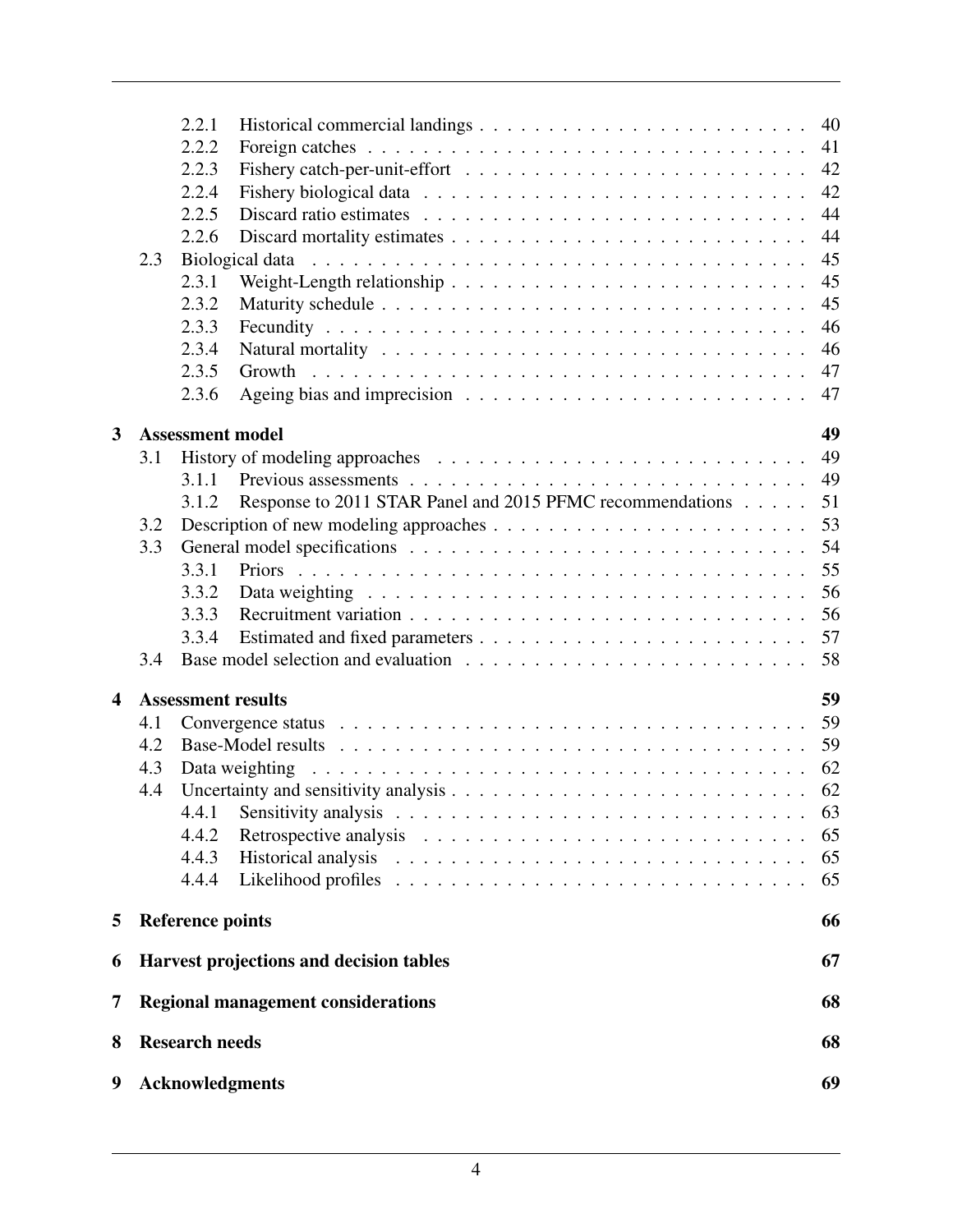2.2.1 Historical commercial landings . . . . . . . . . . . . . . . . . . . . . . . . 40
2.2.2 Foreign catches . . . . . . . . . . . . . . . . . . . . . . . . . . . . . . . . 41
2.2.3 Fishery catch-per-unit-effort . . . . . . . . . . . . . . . . . . . . . . . . 42
2.2.4 Fishery biological data . . . . . . . . . . . . . . . . . . . . . . . . . . . . 42
2.2.5 Discard ratio estimates . . . . . . . . . . . . . . . . . . . . . . . . . . . 44
2.2.6 Discard mortality estimates . . . . . . . . . . . . . . . . . . . . . . . . . 44

2.3 Biological data . . . . . . . . . . . . . . . . . . . . . . . . . . . . . . . . . . . 45
2.3.1 Weight-Length relationship . . . . . . . . . . . . . . . . . . . . . . . . . 45
2.3.2 Maturity schedule . . . . . . . . . . . . . . . . . . . . . . . . . . . . . . 45
2.3.3 Fecundity . . . . . . . . . . . . . . . . . . . . . . . . . . . . . . . . . . 46
2.3.4 Natural mortality . . . . . . . . . . . . . . . . . . . . . . . . . . . . . . 46
2.3.5 Growth . . . . . . . . . . . . . . . . . . . . . . . . . . . . . . . . . . . 47
2.3.6 Ageing bias and imprecision . . . . . . . . . . . . . . . . . . . . . . . . 47

**3 Assessment model** **49**

3.1 History of modeling approaches . . . . . . . . . . . . . . . . . . . . . . . . . . 49
3.1.1 Previous assessments . . . . . . . . . . . . . . . . . . . . . . . . . . . . 49
3.1.2 Response to 2011 STAR Panel and 2015 PFMC recommendations . . . . . 51

3.2 Description of new modeling approaches . . . . . . . . . . . . . . . . . . . . . . 53

3.3 General model specifications . . . . . . . . . . . . . . . . . . . . . . . . . . . . 54
3.3.1 Priors . . . . . . . . . . . . . . . . . . . . . . . . . . . . . . . . . . . . 55
3.3.2 Data weighting . . . . . . . . . . . . . . . . . . . . . . . . . . . . . . . 56
3.3.3 Recruitment variation . . . . . . . . . . . . . . . . . . . . . . . . . . . . 56
3.3.4 Estimated and fixed parameters . . . . . . . . . . . . . . . . . . . . . . . 57

3.4 Base model selection and evaluation . . . . . . . . . . . . . . . . . . . . . . . . 58

**4 Assessment results** **59**

4.1 Convergence status . . . . . . . . . . . . . . . . . . . . . . . . . . . . . . . . . 59

4.2 Base-Model results . . . . . . . . . . . . . . . . . . . . . . . . . . . . . . . . . 59

4.3 Data weighting . . . . . . . . . . . . . . . . . . . . . . . . . . . . . . . . . . . 62

4.4 Uncertainty and sensitivity analysis . . . . . . . . . . . . . . . . . . . . . . . . . 62
4.4.1 Sensitivity analysis . . . . . . . . . . . . . . . . . . . . . . . . . . . . . 63
4.4.2 Retrospective analysis . . . . . . . . . . . . . . . . . . . . . . . . . . . . 65
4.4.3 Historical analysis . . . . . . . . . . . . . . . . . . . . . . . . . . . . . . 65
4.4.4 Likelihood profiles . . . . . . . . . . . . . . . . . . . . . . . . . . . . . 65

**5 Reference points** **66**

**6 Harvest projections and decision tables** **67**

**7 Regional management considerations** **68**

**8 Research needs** **68**

**9 Acknowledgments** **69**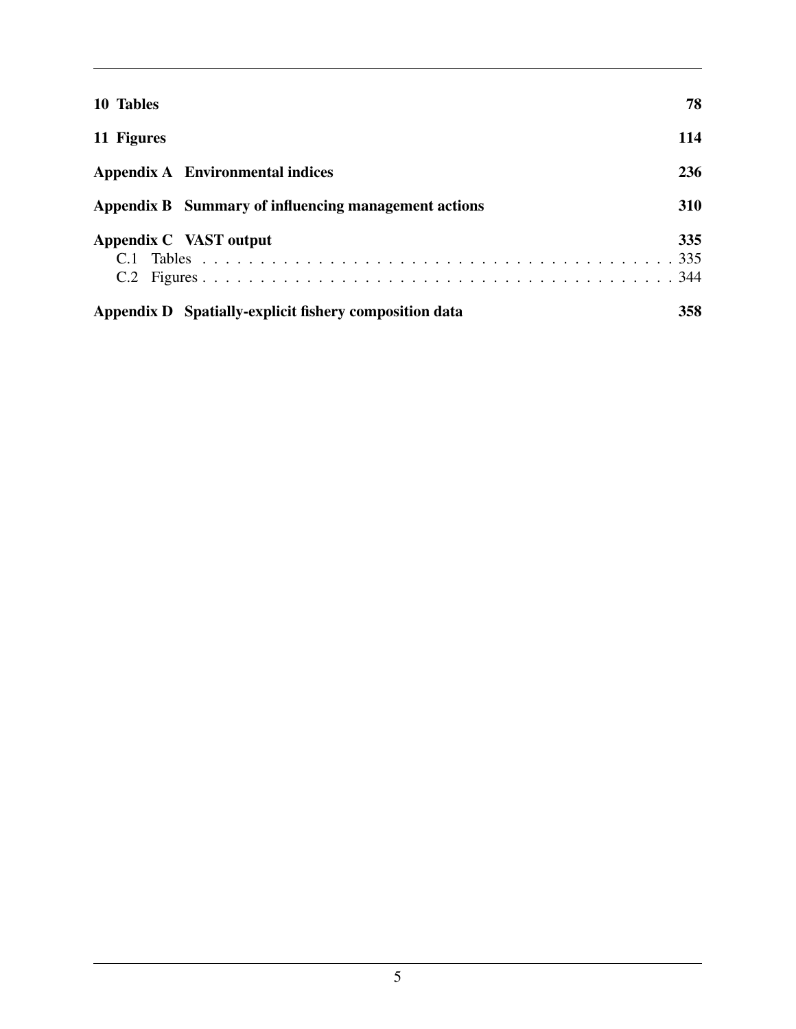**10 Tables** 78

**11 Figures** 114

**Appendix A Environmental indices** 236

**Appendix B Summary of influencing management actions** 310

**Appendix C VAST output** 335

- C.1 Tables . . . . . . . . . . . . . . . . . . . . . . . . . . . . . . . . . . . . . . . . 335
- C.2 Figures . . . . . . . . . . . . . . . . . . . . . . . . . . . . . . . . . . . . . . . 344

**Appendix D Spatially-explicit fishery composition data** 358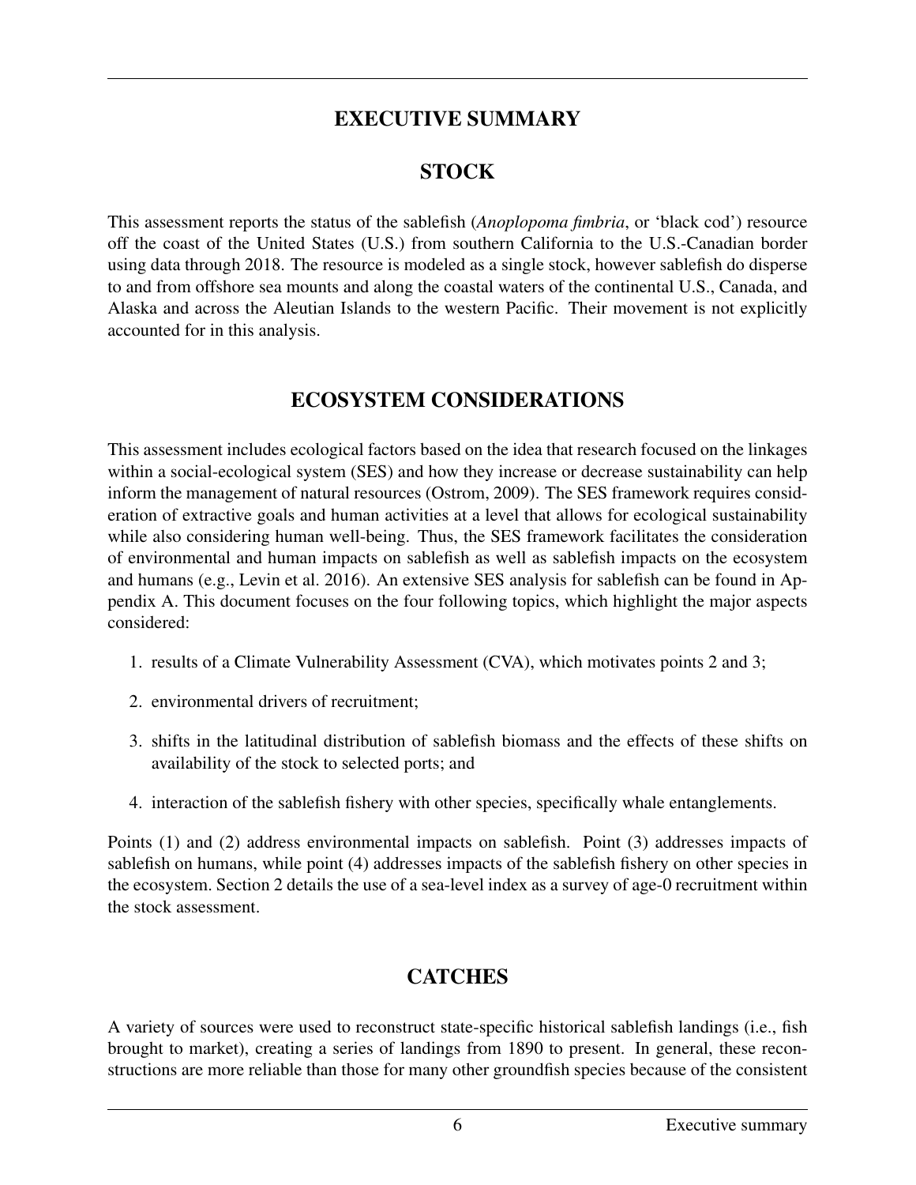# EXECUTIVE SUMMARY

## STOCK

This assessment reports the status of the sablefish (*Anoplopoma fimbria*, or 'black cod') resource off the coast of the United States (U.S.) from southern California to the U.S.-Canadian border using data through 2018. The resource is modeled as a single stock, however sablefish do disperse to and from offshore sea mounts and along the coastal waters of the continental U.S., Canada, and Alaska and across the Aleutian Islands to the western Pacific. Their movement is not explicitly accounted for in this analysis.

## ECOSYSTEM CONSIDERATIONS

This assessment includes ecological factors based on the idea that research focused on the linkages within a social-ecological system (SES) and how they increase or decrease sustainability can help inform the management of natural resources (Ostrom, 2009). The SES framework requires consideration of extractive goals and human activities at a level that allows for ecological sustainability while also considering human well-being. Thus, the SES framework facilitates the consideration of environmental and human impacts on sablefish as well as sablefish impacts on the ecosystem and humans (e.g., Levin et al. 2016). An extensive SES analysis for sablefish can be found in Appendix A. This document focuses on the four following topics, which highlight the major aspects considered:

1. results of a Climate Vulnerability Assessment (CVA), which motivates points 2 and 3;
2. environmental drivers of recruitment;
3. shifts in the latitudinal distribution of sablefish biomass and the effects of these shifts on availability of the stock to selected ports; and
4. interaction of the sablefish fishery with other species, specifically whale entanglements.

Points (1) and (2) address environmental impacts on sablefish. Point (3) addresses impacts of sablefish on humans, while point (4) addresses impacts of the sablefish fishery on other species in the ecosystem. Section 2 details the use of a sea-level index as a survey of age-0 recruitment within the stock assessment.

## CATCHES

A variety of sources were used to reconstruct state-specific historical sablefish landings (i.e., fish brought to market), creating a series of landings from 1890 to present. In general, these reconstructions are more reliable than those for many other groundfish species because of the consistent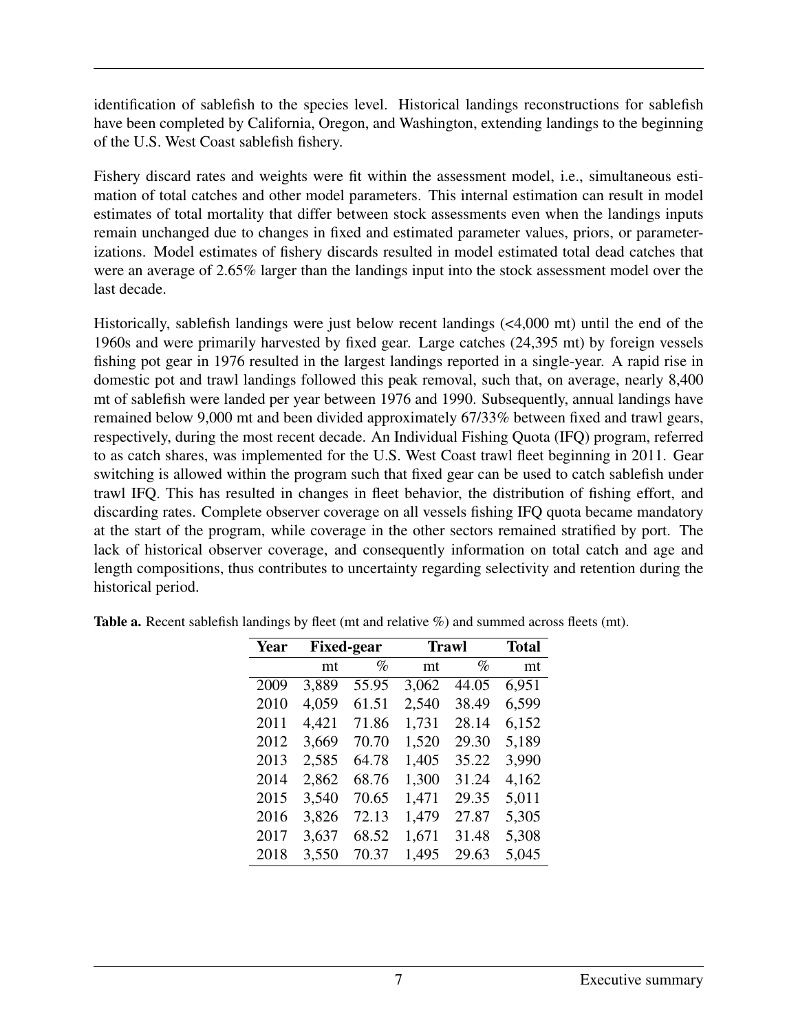identification of sablefish to the species level. Historical landings reconstructions for sablefish have been completed by California, Oregon, and Washington, extending landings to the beginning of the U.S. West Coast sablefish fishery.

Fishery discard rates and weights were fit within the assessment model, i.e., simultaneous estimation of total catches and other model parameters. This internal estimation can result in model estimates of total mortality that differ between stock assessments even when the landings inputs remain unchanged due to changes in fixed and estimated parameter values, priors, or parameterizations. Model estimates of fishery discards resulted in model estimated total dead catches that were an average of 2.65% larger than the landings input into the stock assessment model over the last decade.

Historically, sablefish landings were just below recent landings (<4,000 mt) until the end of the 1960s and were primarily harvested by fixed gear. Large catches (24,395 mt) by foreign vessels fishing pot gear in 1976 resulted in the largest landings reported in a single-year. A rapid rise in domestic pot and trawl landings followed this peak removal, such that, on average, nearly 8,400 mt of sablefish were landed per year between 1976 and 1990. Subsequently, annual landings have remained below 9,000 mt and been divided approximately 67/33% between fixed and trawl gears, respectively, during the most recent decade. An Individual Fishing Quota (IFQ) program, referred to as catch shares, was implemented for the U.S. West Coast trawl fleet beginning in 2011. Gear switching is allowed within the program such that fixed gear can be used to catch sablefish under trawl IFQ. This has resulted in changes in fleet behavior, the distribution of fishing effort, and discarding rates. Complete observer coverage on all vessels fishing IFQ quota became mandatory at the start of the program, while coverage in the other sectors remained stratified by port. The lack of historical observer coverage, and consequently information on total catch and age and length compositions, thus contributes to uncertainty regarding selectivity and retention during the historical period.

**Table a.** Recent sablefish landings by fleet (mt and relative %) and summed across fleets (mt).

| Year | Fixed-gear | | Trawl | | Total |
|---|---|---|---|---|---|
| | mt | % | mt | % | mt |
| 2009 | 3,889 | 55.95 | 3,062 | 44.05 | 6,951 |
| 2010 | 4,059 | 61.51 | 2,540 | 38.49 | 6,599 |
| 2011 | 4,421 | 71.86 | 1,731 | 28.14 | 6,152 |
| 2012 | 3,669 | 70.70 | 1,520 | 29.30 | 5,189 |
| 2013 | 2,585 | 64.78 | 1,405 | 35.22 | 3,990 |
| 2014 | 2,862 | 68.76 | 1,300 | 31.24 | 4,162 |
| 2015 | 3,540 | 70.65 | 1,471 | 29.35 | 5,011 |
| 2016 | 3,826 | 72.13 | 1,479 | 27.87 | 5,305 |
| 2017 | 3,637 | 68.52 | 1,671 | 31.48 | 5,308 |
| 2018 | 3,550 | 70.37 | 1,495 | 29.63 | 5,045 |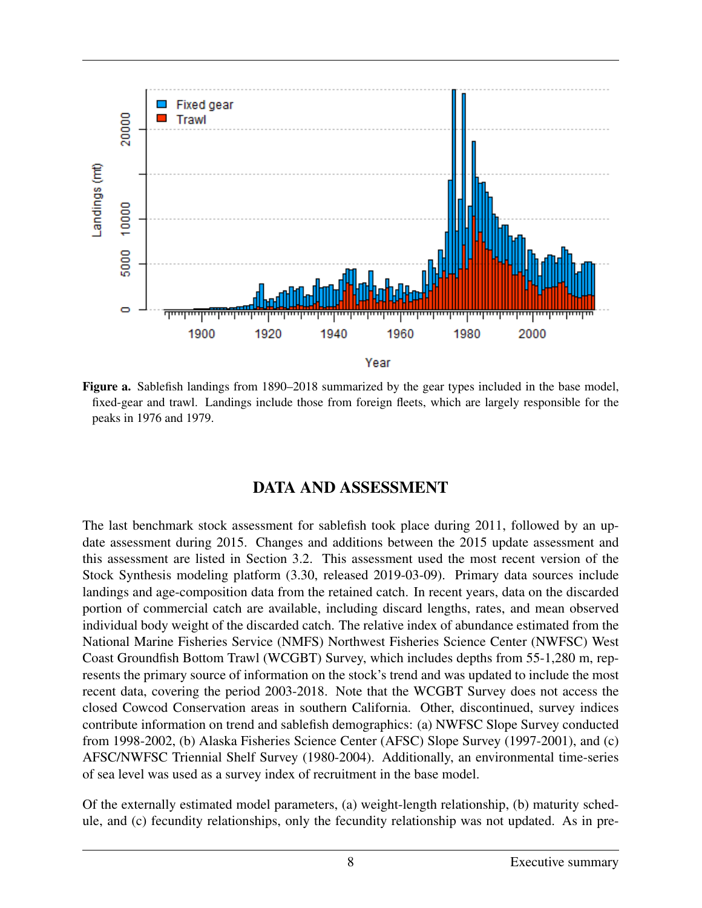**Figure a.** Sablefish landings from 1890–2018 summarized by the gear types included in the base model, fixed-gear and trawl. Landings include those from foreign fleets, which are largely responsible for the peaks in 1976 and 1979.

## DATA AND ASSESSMENT

The last benchmark stock assessment for sablefish took place during 2011, followed by an update assessment during 2015. Changes and additions between the 2015 update assessment and this assessment are listed in Section 3.2. This assessment used the most recent version of the Stock Synthesis modeling platform (3.30, released 2019-03-09). Primary data sources include landings and age-composition data from the retained catch. In recent years, data on the discarded portion of commercial catch are available, including discard lengths, rates, and mean observed individual body weight of the discarded catch. The relative index of abundance estimated from the National Marine Fisheries Service (NMFS) Northwest Fisheries Science Center (NWFSC) West Coast Groundfish Bottom Trawl (WCGBT) Survey, which includes depths from 55-1,280 m, represents the primary source of information on the stock's trend and was updated to include the most recent data, covering the period 2003-2018. Note that the WCGBT Survey does not access the closed Cowcod Conservation areas in southern California. Other, discontinued, survey indices contribute information on trend and sablefish demographics: (a) NWFSC Slope Survey conducted from 1998-2002, (b) Alaska Fisheries Science Center (AFSC) Slope Survey (1997-2001), and (c) AFSC/NWFSC Triennial Shelf Survey (1980-2004). Additionally, an environmental time-series of sea level was used as a survey index of recruitment in the base model.

Of the externally estimated model parameters, (a) weight-length relationship, (b) maturity schedule, and (c) fecundity relationships, only the fecundity relationship was not updated. As in pre-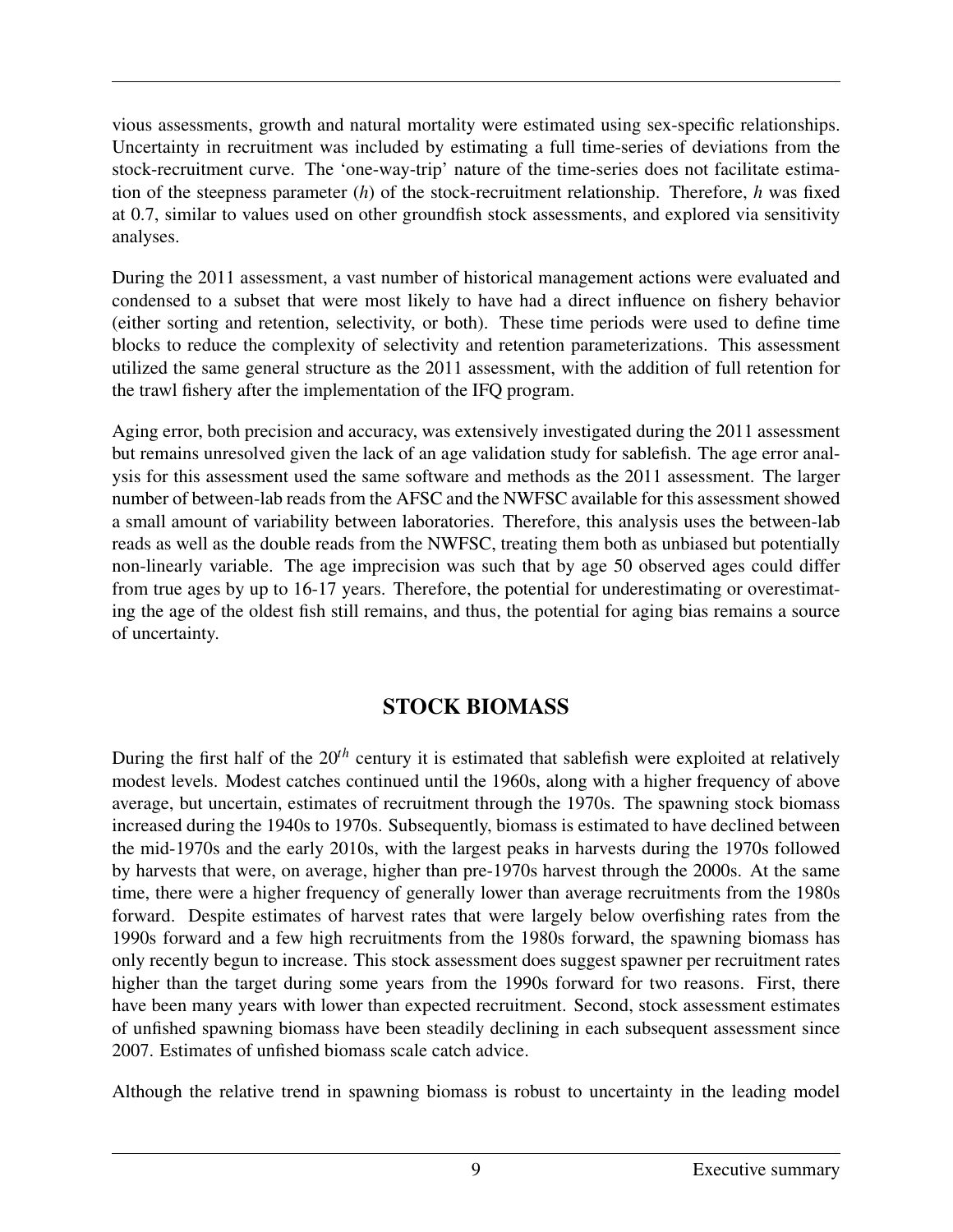vious assessments, growth and natural mortality were estimated using sex-specific relationships. Uncertainty in recruitment was included by estimating a full time-series of deviations from the stock-recruitment curve. The 'one-way-trip' nature of the time-series does not facilitate estimation of the steepness parameter ($h$) of the stock-recruitment relationship. Therefore, $h$ was fixed at 0.7, similar to values used on other groundfish stock assessments, and explored via sensitivity analyses.

During the 2011 assessment, a vast number of historical management actions were evaluated and condensed to a subset that were most likely to have had a direct influence on fishery behavior (either sorting and retention, selectivity, or both). These time periods were used to define time blocks to reduce the complexity of selectivity and retention parameterizations. This assessment utilized the same general structure as the 2011 assessment, with the addition of full retention for the trawl fishery after the implementation of the IFQ program.

Aging error, both precision and accuracy, was extensively investigated during the 2011 assessment but remains unresolved given the lack of an age validation study for sablefish. The age error analysis for this assessment used the same software and methods as the 2011 assessment. The larger number of between-lab reads from the AFSC and the NWFSC available for this assessment showed a small amount of variability between laboratories. Therefore, this analysis uses the between-lab reads as well as the double reads from the NWFSC, treating them both as unbiased but potentially non-linearly variable. The age imprecision was such that by age 50 observed ages could differ from true ages by up to 16-17 years. Therefore, the potential for underestimating or overestimating the age of the oldest fish still remains, and thus, the potential for aging bias remains a source of uncertainty.

## STOCK BIOMASS

During the first half of the $20^{th}$ century it is estimated that sablefish were exploited at relatively modest levels. Modest catches continued until the 1960s, along with a higher frequency of above average, but uncertain, estimates of recruitment through the 1970s. The spawning stock biomass increased during the 1940s to 1970s. Subsequently, biomass is estimated to have declined between the mid-1970s and the early 2010s, with the largest peaks in harvests during the 1970s followed by harvests that were, on average, higher than pre-1970s harvest through the 2000s. At the same time, there were a higher frequency of generally lower than average recruitments from the 1980s forward. Despite estimates of harvest rates that were largely below overfishing rates from the 1990s forward and a few high recruitments from the 1980s forward, the spawning biomass has only recently begun to increase. This stock assessment does suggest spawner per recruitment rates higher than the target during some years from the 1990s forward for two reasons. First, there have been many years with lower than expected recruitment. Second, stock assessment estimates of unfished spawning biomass have been steadily declining in each subsequent assessment since 2007. Estimates of unfished biomass scale catch advice.

Although the relative trend in spawning biomass is robust to uncertainty in the leading model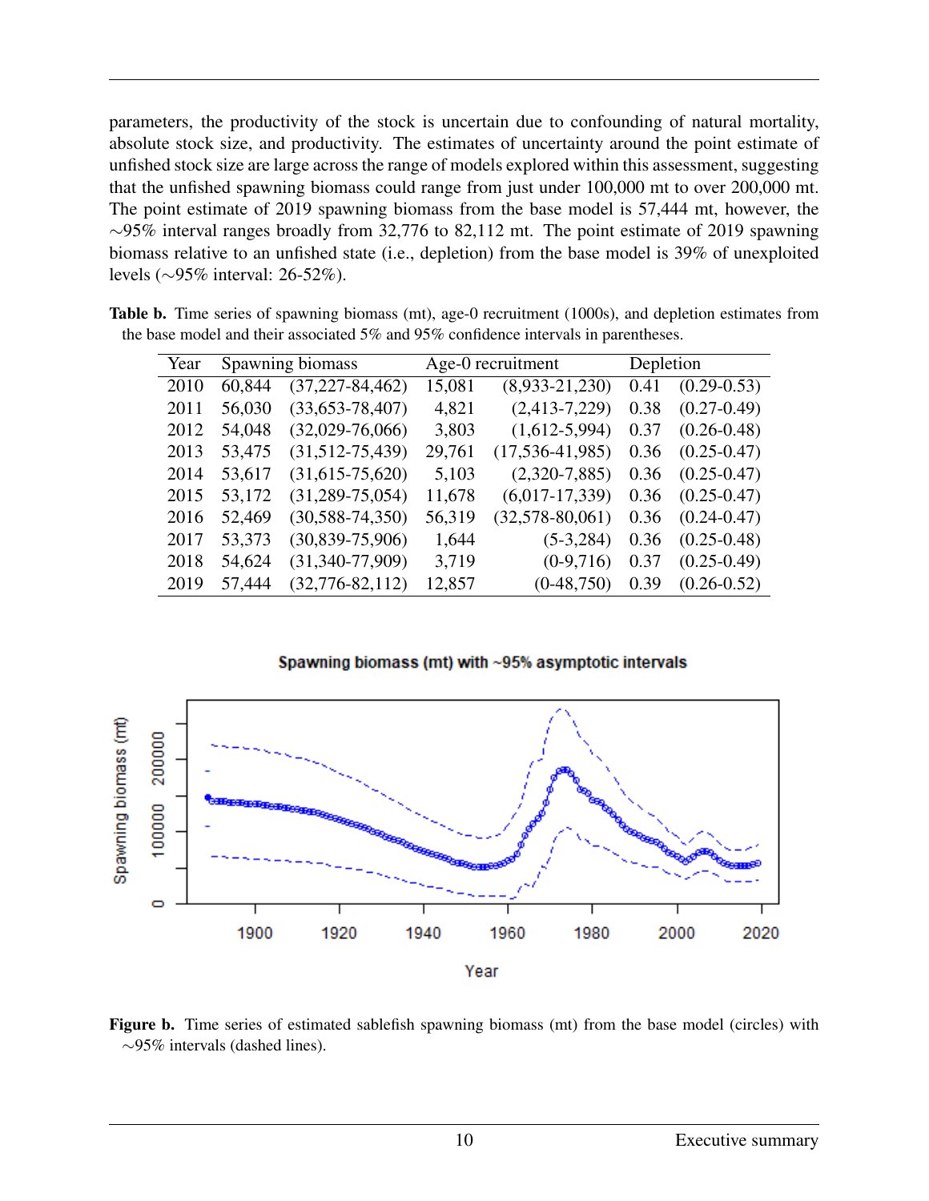parameters, the productivity of the stock is uncertain due to confounding of natural mortality, absolute stock size, and productivity. The estimates of uncertainty around the point estimate of unfished stock size are large across the range of models explored within this assessment, suggesting that the unfished spawning biomass could range from just under 100,000 mt to over 200,000 mt. The point estimate of 2019 spawning biomass from the base model is 57,444 mt, however, the ∼95% interval ranges broadly from 32,776 to 82,112 mt. The point estimate of 2019 spawning biomass relative to an unfished state (i.e., depletion) from the base model is 39% of unexploited levels (∼95% interval: 26-52%).

**Table b.** Time series of spawning biomass (mt), age-0 recruitment (1000s), and depletion estimates from the base model and their associated 5% and 95% confidence intervals in parentheses.

| Year | Spawning biomass | | Age-0 recruitment | | Depletion | |
|---|---|---|---|---|---|---|
| 2010 | 60,844 | (37,227-84,462) | 15,081 | (8,933-21,230) | 0.41 | (0.29-0.53) |
| 2011 | 56,030 | (33,653-78,407) | 4,821 | (2,413-7,229) | 0.38 | (0.27-0.49) |
| 2012 | 54,048 | (32,029-76,066) | 3,803 | (1,612-5,994) | 0.37 | (0.26-0.48) |
| 2013 | 53,475 | (31,512-75,439) | 29,761 | (17,536-41,985) | 0.36 | (0.25-0.47) |
| 2014 | 53,617 | (31,615-75,620) | 5,103 | (2,320-7,885) | 0.36 | (0.25-0.47) |
| 2015 | 53,172 | (31,289-75,054) | 11,678 | (6,017-17,339) | 0.36 | (0.25-0.47) |
| 2016 | 52,469 | (30,588-74,350) | 56,319 | (32,578-80,061) | 0.36 | (0.24-0.47) |
| 2017 | 53,373 | (30,839-75,906) | 1,644 | (5-3,284) | 0.36 | (0.25-0.48) |
| 2018 | 54,624 | (31,340-77,909) | 3,719 | (0-9,716) | 0.37 | (0.25-0.49) |
| 2019 | 57,444 | (32,776-82,112) | 12,857 | (0-48,750) | 0.39 | (0.26-0.52) |

**Figure b.** Time series of estimated sablefish spawning biomass (mt) from the base model (circles) with ∼95% intervals (dashed lines).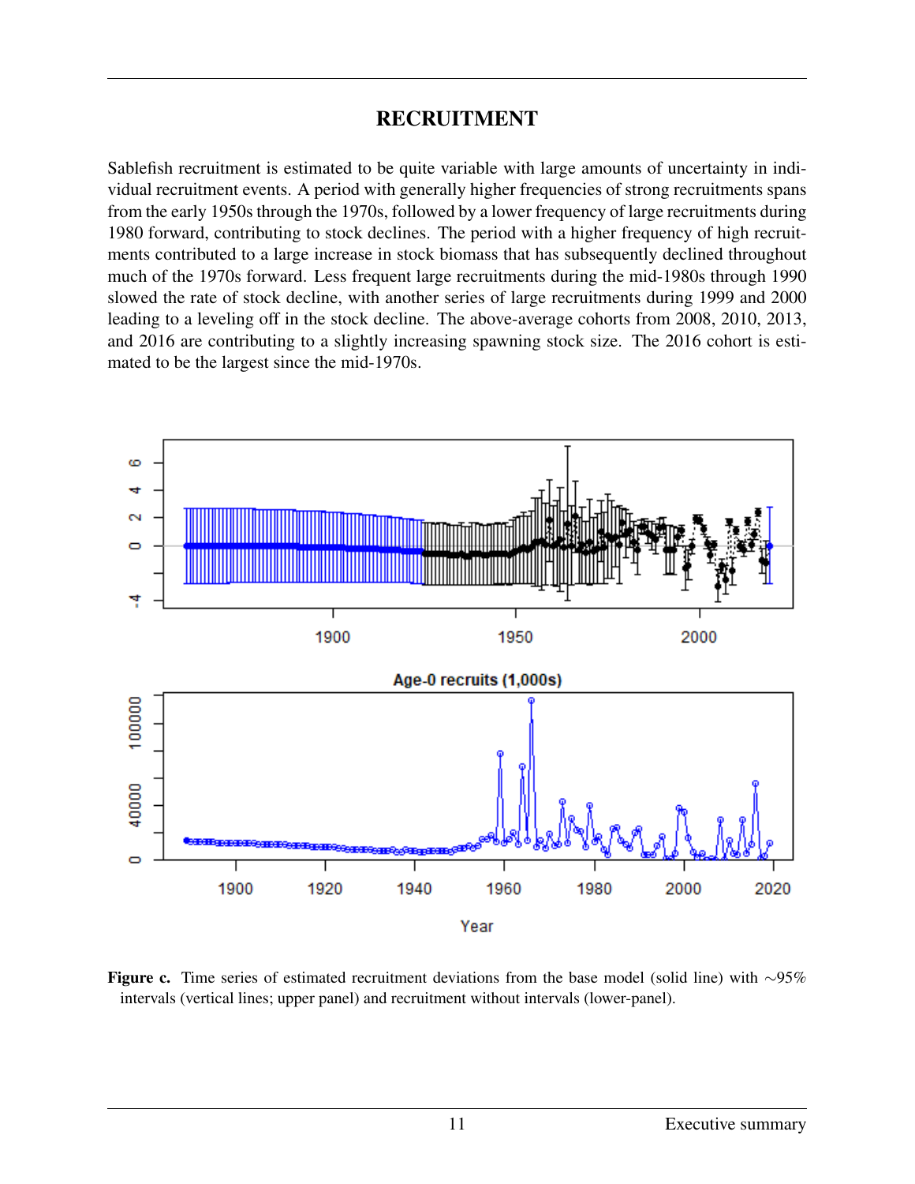# RECRUITMENT

Sablefish recruitment is estimated to be quite variable with large amounts of uncertainty in individual recruitment events. A period with generally higher frequencies of strong recruitments spans from the early 1950s through the 1970s, followed by a lower frequency of large recruitments during 1980 forward, contributing to stock declines. The period with a higher frequency of high recruitments contributed to a large increase in stock biomass that has subsequently declined throughout much of the 1970s forward. Less frequent large recruitments during the mid-1980s through 1990 slowed the rate of stock decline, with another series of large recruitments during 1999 and 2000 leading to a leveling off in the stock decline. The above-average cohorts from 2008, 2010, 2013, and 2016 are contributing to a slightly increasing spawning stock size. The 2016 cohort is estimated to be the largest since the mid-1970s.

**Figure c.** Time series of estimated recruitment deviations from the base model (solid line) with ~95% intervals (vertical lines; upper panel) and recruitment without intervals (lower-panel).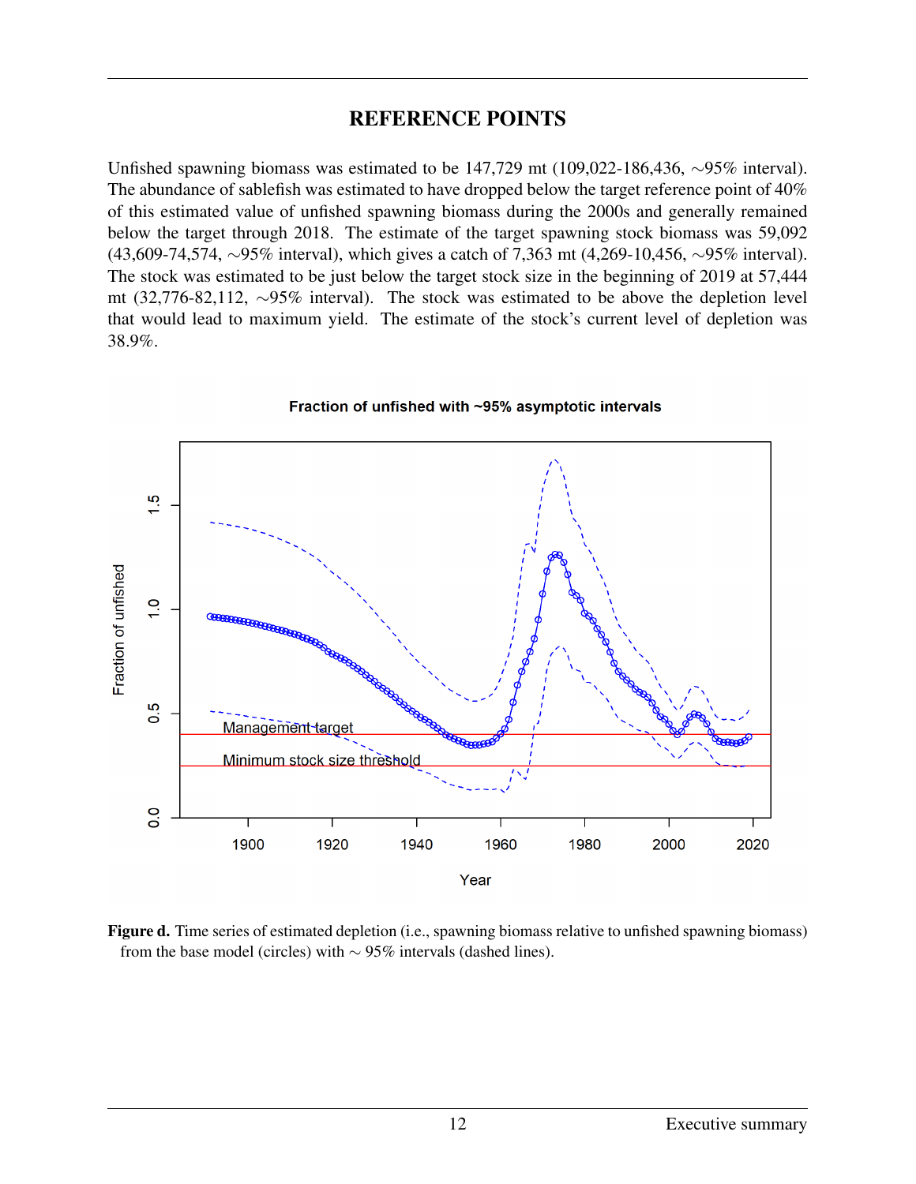## REFERENCE POINTS

Unfished spawning biomass was estimated to be 147,729 mt (109,022-186,436, ∼95% interval). The abundance of sablefish was estimated to have dropped below the target reference point of 40% of this estimated value of unfished spawning biomass during the 2000s and generally remained below the target through 2018. The estimate of the target spawning stock biomass was 59,092 (43,609-74,574, ∼95% interval), which gives a catch of 7,363 mt (4,269-10,456, ∼95% interval). The stock was estimated to be just below the target stock size in the beginning of 2019 at 57,444 mt (32,776-82,112, ∼95% interval). The stock was estimated to be above the depletion level that would lead to maximum yield. The estimate of the stock's current level of depletion was 38.9%.

**Figure d.** Time series of estimated depletion (i.e., spawning biomass relative to unfished spawning biomass) from the base model (circles) with ∼ 95% intervals (dashed lines).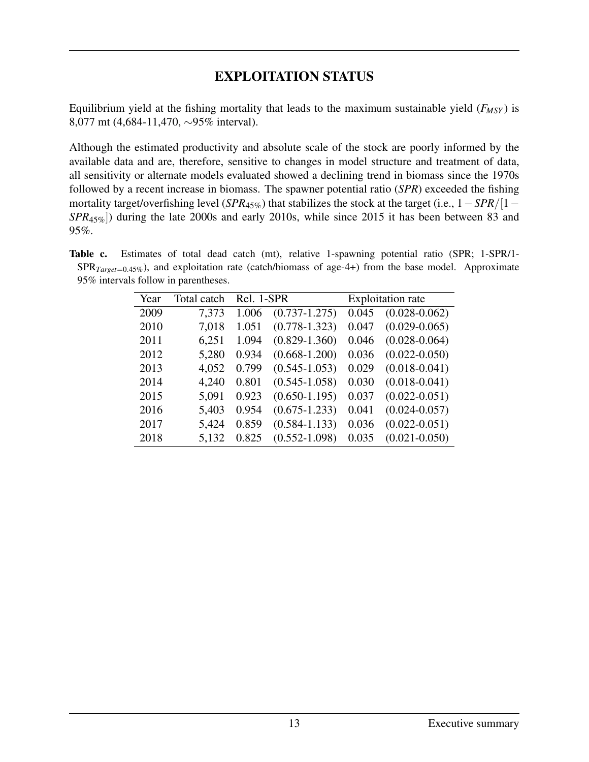# EXPLOITATION STATUS

Equilibrium yield at the fishing mortality that leads to the maximum sustainable yield ($F_{MSY}$) is 8,077 mt (4,684-11,470, ∼95% interval).

Although the estimated productivity and absolute scale of the stock are poorly informed by the available data and are, therefore, sensitive to changes in model structure and treatment of data, all sensitivity or alternate models evaluated showed a declining trend in biomass since the 1970s followed by a recent increase in biomass. The spawner potential ratio (*SPR*) exceeded the fishing mortality target/overfishing level ($SPR_{45\%}$) that stabilizes the stock at the target (i.e., $1 - SPR/[1 - SPR_{45\%}]$) during the late 2000s and early 2010s, while since 2015 it has been between 83 and 95%.

**Table c.** Estimates of total dead catch (mt), relative 1-spawning potential ratio (SPR; 1-SPR/1-$SPR_{Target=0.45\%}$), and exploitation rate (catch/biomass of age-4+) from the base model. Approximate 95% intervals follow in parentheses.

| Year | Total catch | Rel. 1-SPR | | Exploitation rate | |
|---|---|---|---|---|---|
| 2009 | 7,373 | 1.006 | (0.737-1.275) | 0.045 | (0.028-0.062) |
| 2010 | 7,018 | 1.051 | (0.778-1.323) | 0.047 | (0.029-0.065) |
| 2011 | 6,251 | 1.094 | (0.829-1.360) | 0.046 | (0.028-0.064) |
| 2012 | 5,280 | 0.934 | (0.668-1.200) | 0.036 | (0.022-0.050) |
| 2013 | 4,052 | 0.799 | (0.545-1.053) | 0.029 | (0.018-0.041) |
| 2014 | 4,240 | 0.801 | (0.545-1.058) | 0.030 | (0.018-0.041) |
| 2015 | 5,091 | 0.923 | (0.650-1.195) | 0.037 | (0.022-0.051) |
| 2016 | 5,403 | 0.954 | (0.675-1.233) | 0.041 | (0.024-0.057) |
| 2017 | 5,424 | 0.859 | (0.584-1.133) | 0.036 | (0.022-0.051) |
| 2018 | 5,132 | 0.825 | (0.552-1.098) | 0.035 | (0.021-0.050) |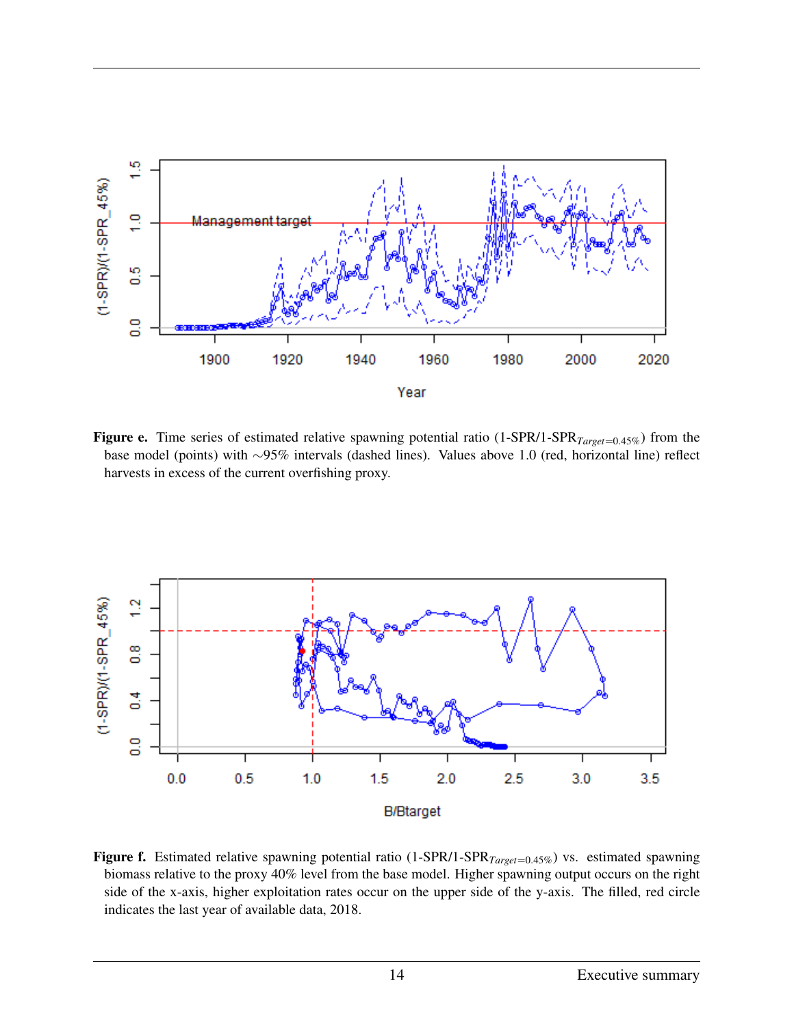**Figure e.** Time series of estimated relative spawning potential ratio (1-SPR/1-SPR$_{Target=0.45\%}$) from the base model (points) with ~95% intervals (dashed lines). Values above 1.0 (red, horizontal line) reflect harvests in excess of the current overfishing proxy.

**Figure f.** Estimated relative spawning potential ratio (1-SPR/1-SPR$_{Target=0.45\%}$) vs. estimated spawning biomass relative to the proxy 40% level from the base model. Higher spawning output occurs on the right side of the x-axis, higher exploitation rates occur on the upper side of the y-axis. The filled, red circle indicates the last year of available data, 2018.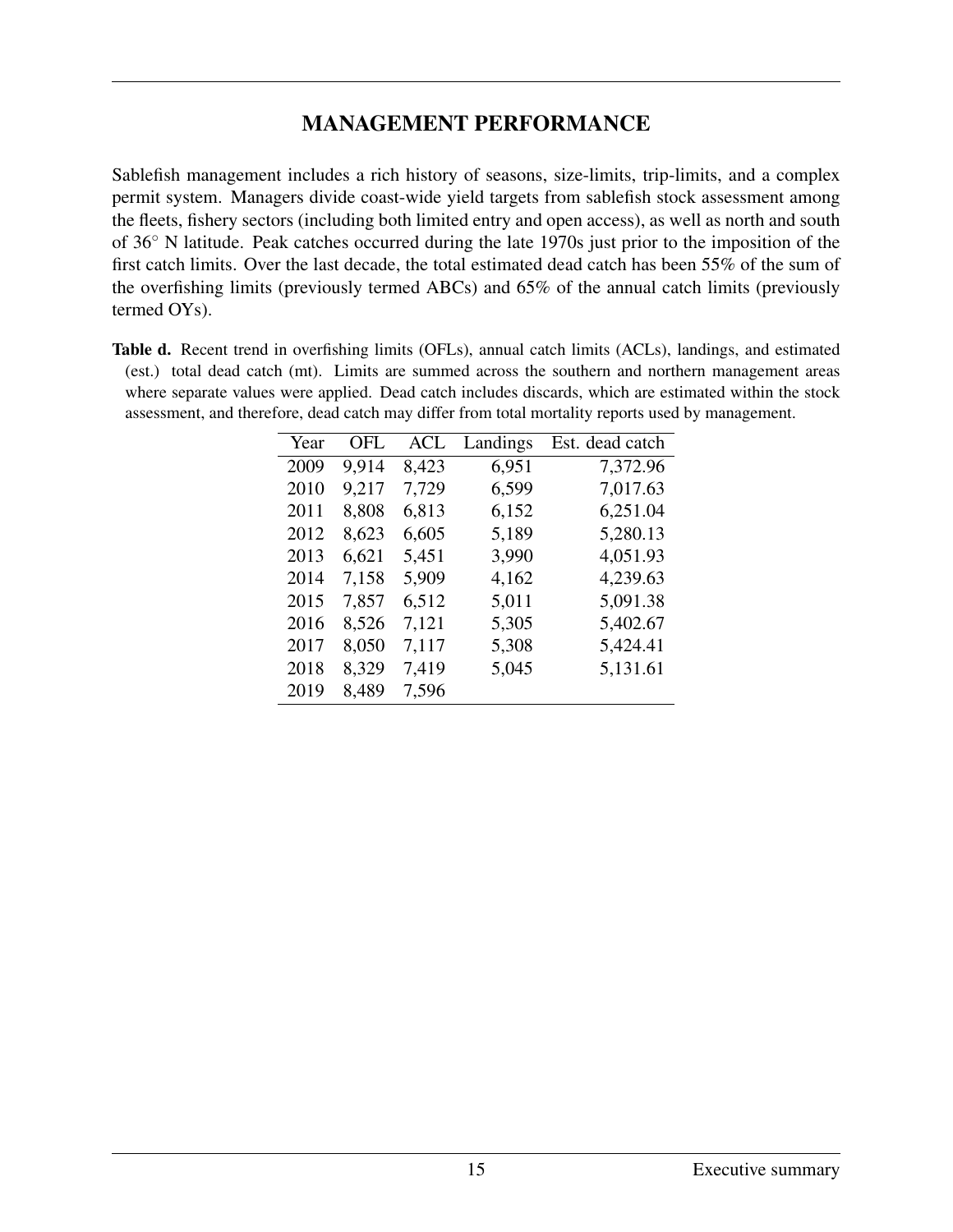# MANAGEMENT PERFORMANCE

Sablefish management includes a rich history of seasons, size-limits, trip-limits, and a complex permit system. Managers divide coast-wide yield targets from sablefish stock assessment among the fleets, fishery sectors (including both limited entry and open access), as well as north and south of 36° N latitude. Peak catches occurred during the late 1970s just prior to the imposition of the first catch limits. Over the last decade, the total estimated dead catch has been 55% of the sum of the overfishing limits (previously termed ABCs) and 65% of the annual catch limits (previously termed OYs).

**Table d.** Recent trend in overfishing limits (OFLs), annual catch limits (ACLs), landings, and estimated (est.) total dead catch (mt). Limits are summed across the southern and northern management areas where separate values were applied. Dead catch includes discards, which are estimated within the stock assessment, and therefore, dead catch may differ from total mortality reports used by management.

| Year | OFL | ACL | Landings | Est. dead catch |
|---|---|---|---|---|
| 2009 | 9,914 | 8,423 | 6,951 | 7,372.96 |
| 2010 | 9,217 | 7,729 | 6,599 | 7,017.63 |
| 2011 | 8,808 | 6,813 | 6,152 | 6,251.04 |
| 2012 | 8,623 | 6,605 | 5,189 | 5,280.13 |
| 2013 | 6,621 | 5,451 | 3,990 | 4,051.93 |
| 2014 | 7,158 | 5,909 | 4,162 | 4,239.63 |
| 2015 | 7,857 | 6,512 | 5,011 | 5,091.38 |
| 2016 | 8,526 | 7,121 | 5,305 | 5,402.67 |
| 2017 | 8,050 | 7,117 | 5,308 | 5,424.41 |
| 2018 | 8,329 | 7,419 | 5,045 | 5,131.61 |
| 2019 | 8,489 | 7,596 | | |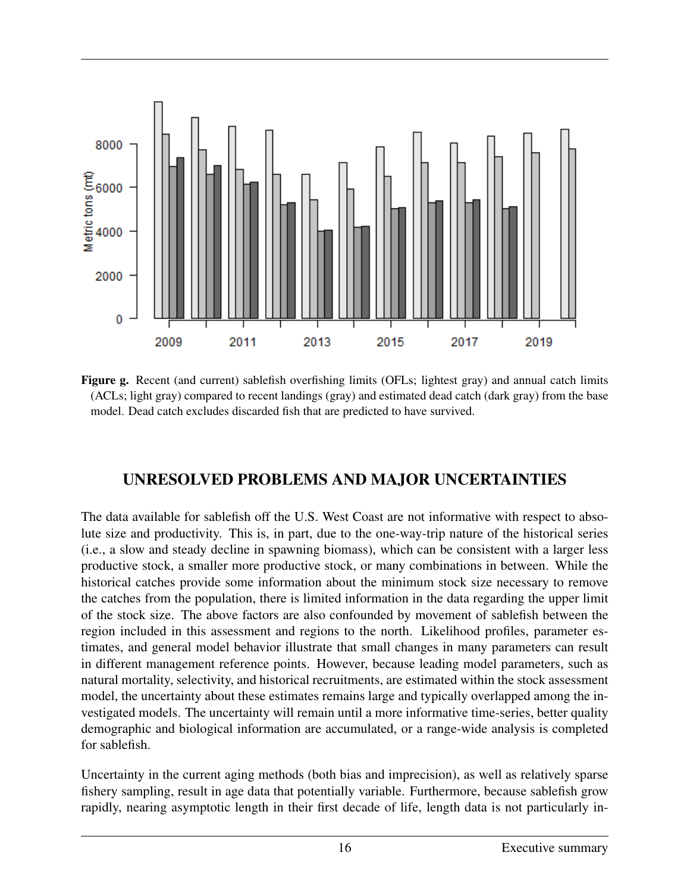**Figure g.** Recent (and current) sablefish overfishing limits (OFLs; lightest gray) and annual catch limits (ACLs; light gray) compared to recent landings (gray) and estimated dead catch (dark gray) from the base model. Dead catch excludes discarded fish that are predicted to have survived.

## UNRESOLVED PROBLEMS AND MAJOR UNCERTAINTIES

The data available for sablefish off the U.S. West Coast are not informative with respect to absolute size and productivity. This is, in part, due to the one-way-trip nature of the historical series (i.e., a slow and steady decline in spawning biomass), which can be consistent with a larger less productive stock, a smaller more productive stock, or many combinations in between. While the historical catches provide some information about the minimum stock size necessary to remove the catches from the population, there is limited information in the data regarding the upper limit of the stock size. The above factors are also confounded by movement of sablefish between the region included in this assessment and regions to the north. Likelihood profiles, parameter estimates, and general model behavior illustrate that small changes in many parameters can result in different management reference points. However, because leading model parameters, such as natural mortality, selectivity, and historical recruitments, are estimated within the stock assessment model, the uncertainty about these estimates remains large and typically overlapped among the investigated models. The uncertainty will remain until a more informative time-series, better quality demographic and biological information are accumulated, or a range-wide analysis is completed for sablefish.

Uncertainty in the current aging methods (both bias and imprecision), as well as relatively sparse fishery sampling, result in age data that potentially variable. Furthermore, because sablefish grow rapidly, nearing asymptotic length in their first decade of life, length data is not particularly in-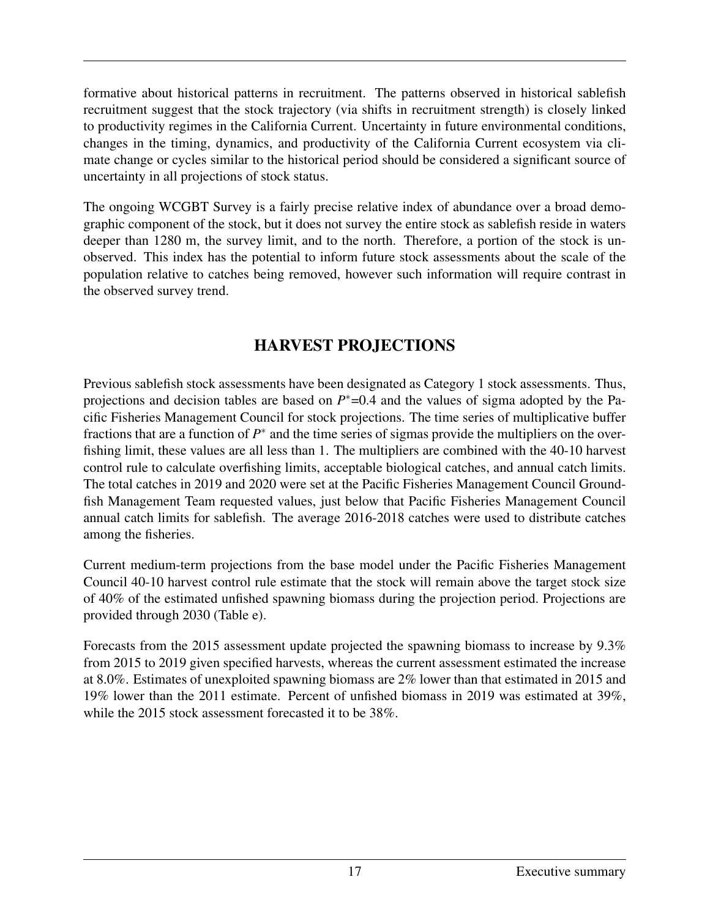formative about historical patterns in recruitment. The patterns observed in historical sablefish recruitment suggest that the stock trajectory (via shifts in recruitment strength) is closely linked to productivity regimes in the California Current. Uncertainty in future environmental conditions, changes in the timing, dynamics, and productivity of the California Current ecosystem via climate change or cycles similar to the historical period should be considered a significant source of uncertainty in all projections of stock status.

The ongoing WCGBT Survey is a fairly precise relative index of abundance over a broad demographic component of the stock, but it does not survey the entire stock as sablefish reside in waters deeper than 1280 m, the survey limit, and to the north. Therefore, a portion of the stock is unobserved. This index has the potential to inform future stock assessments about the scale of the population relative to catches being removed, however such information will require contrast in the observed survey trend.

## HARVEST PROJECTIONS

Previous sablefish stock assessments have been designated as Category 1 stock assessments. Thus, projections and decision tables are based on $P^*$=0.4 and the values of sigma adopted by the Pacific Fisheries Management Council for stock projections. The time series of multiplicative buffer fractions that are a function of $P^*$ and the time series of sigmas provide the multipliers on the overfishing limit, these values are all less than 1. The multipliers are combined with the 40-10 harvest control rule to calculate overfishing limits, acceptable biological catches, and annual catch limits. The total catches in 2019 and 2020 were set at the Pacific Fisheries Management Council Groundfish Management Team requested values, just below that Pacific Fisheries Management Council annual catch limits for sablefish. The average 2016-2018 catches were used to distribute catches among the fisheries.

Current medium-term projections from the base model under the Pacific Fisheries Management Council 40-10 harvest control rule estimate that the stock will remain above the target stock size of 40% of the estimated unfished spawning biomass during the projection period. Projections are provided through 2030 (Table e).

Forecasts from the 2015 assessment update projected the spawning biomass to increase by 9.3% from 2015 to 2019 given specified harvests, whereas the current assessment estimated the increase at 8.0%. Estimates of unexploited spawning biomass are 2% lower than that estimated in 2015 and 19% lower than the 2011 estimate. Percent of unfished biomass in 2019 was estimated at 39%, while the 2015 stock assessment forecasted it to be 38%.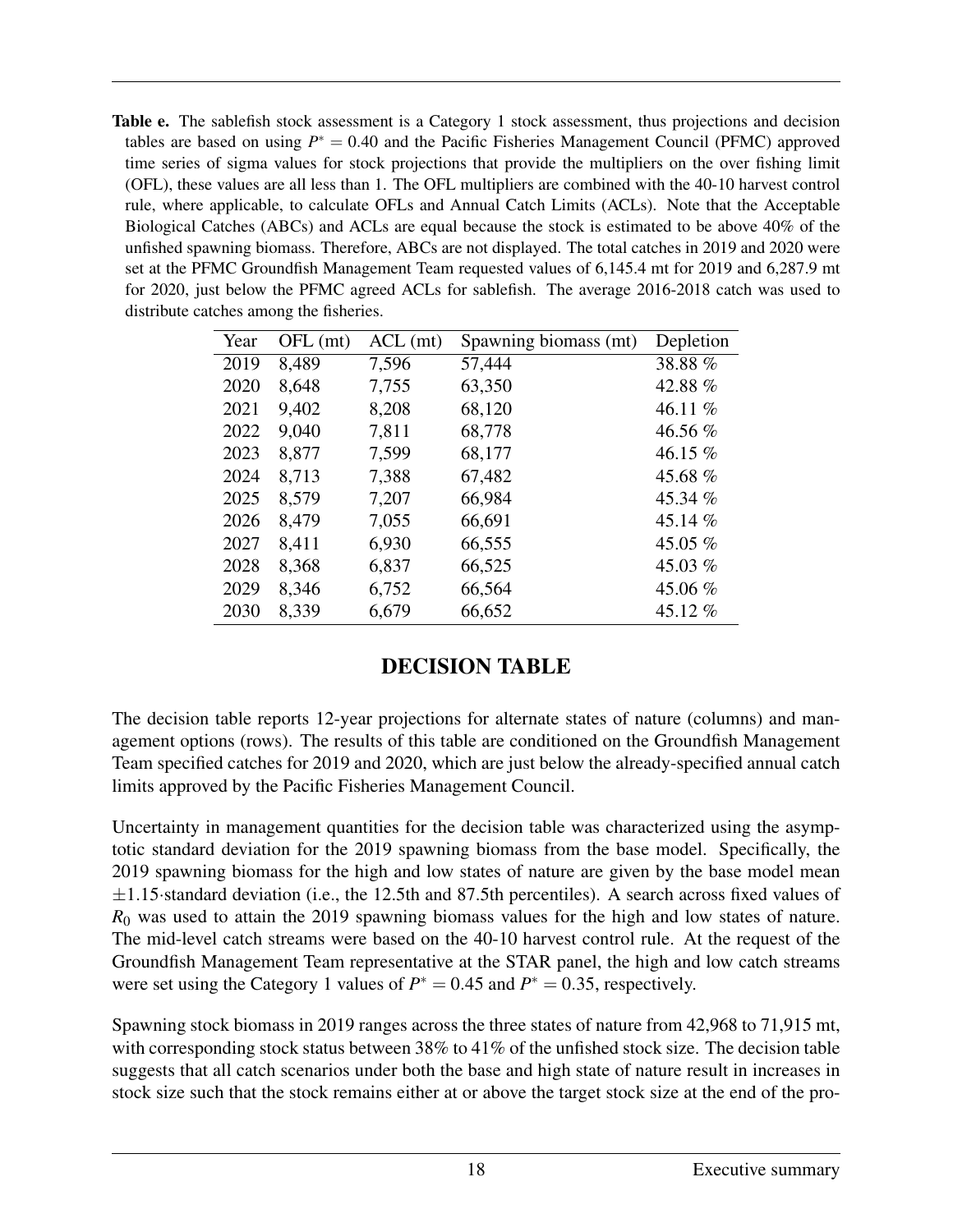**Table e.** The sablefish stock assessment is a Category 1 stock assessment, thus projections and decision tables are based on using $P^* = 0.40$ and the Pacific Fisheries Management Council (PFMC) approved time series of sigma values for stock projections that provide the multipliers on the over fishing limit (OFL), these values are all less than 1. The OFL multipliers are combined with the 40-10 harvest control rule, where applicable, to calculate OFLs and Annual Catch Limits (ACLs). Note that the Acceptable Biological Catches (ABCs) and ACLs are equal because the stock is estimated to be above 40% of the unfished spawning biomass. Therefore, ABCs are not displayed. The total catches in 2019 and 2020 were set at the PFMC Groundfish Management Team requested values of 6,145.4 mt for 2019 and 6,287.9 mt for 2020, just below the PFMC agreed ACLs for sablefish. The average 2016-2018 catch was used to distribute catches among the fisheries.

| Year | OFL (mt) | ACL (mt) | Spawning biomass (mt) | Depletion |
|---|---|---|---|---|
| 2019 | 8,489 | 7,596 | 57,444 | 38.88 % |
| 2020 | 8,648 | 7,755 | 63,350 | 42.88 % |
| 2021 | 9,402 | 8,208 | 68,120 | 46.11 % |
| 2022 | 9,040 | 7,811 | 68,778 | 46.56 % |
| 2023 | 8,877 | 7,599 | 68,177 | 46.15 % |
| 2024 | 8,713 | 7,388 | 67,482 | 45.68 % |
| 2025 | 8,579 | 7,207 | 66,984 | 45.34 % |
| 2026 | 8,479 | 7,055 | 66,691 | 45.14 % |
| 2027 | 8,411 | 6,930 | 66,555 | 45.05 % |
| 2028 | 8,368 | 6,837 | 66,525 | 45.03 % |
| 2029 | 8,346 | 6,752 | 66,564 | 45.06 % |
| 2030 | 8,339 | 6,679 | 66,652 | 45.12 % |

## DECISION TABLE

The decision table reports 12-year projections for alternate states of nature (columns) and management options (rows). The results of this table are conditioned on the Groundfish Management Team specified catches for 2019 and 2020, which are just below the already-specified annual catch limits approved by the Pacific Fisheries Management Council.

Uncertainty in management quantities for the decision table was characterized using the asymptotic standard deviation for the 2019 spawning biomass from the base model. Specifically, the 2019 spawning biomass for the high and low states of nature are given by the base model mean $\pm 1.15 \cdot$standard deviation (i.e., the 12.5th and 87.5th percentiles). A search across fixed values of $R_0$ was used to attain the 2019 spawning biomass values for the high and low states of nature. The mid-level catch streams were based on the 40-10 harvest control rule. At the request of the Groundfish Management Team representative at the STAR panel, the high and low catch streams were set using the Category 1 values of $P^* = 0.45$ and $P^* = 0.35$, respectively.

Spawning stock biomass in 2019 ranges across the three states of nature from 42,968 to 71,915 mt, with corresponding stock status between 38% to 41% of the unfished stock size. The decision table suggests that all catch scenarios under both the base and high state of nature result in increases in stock size such that the stock remains either at or above the target stock size at the end of the pro-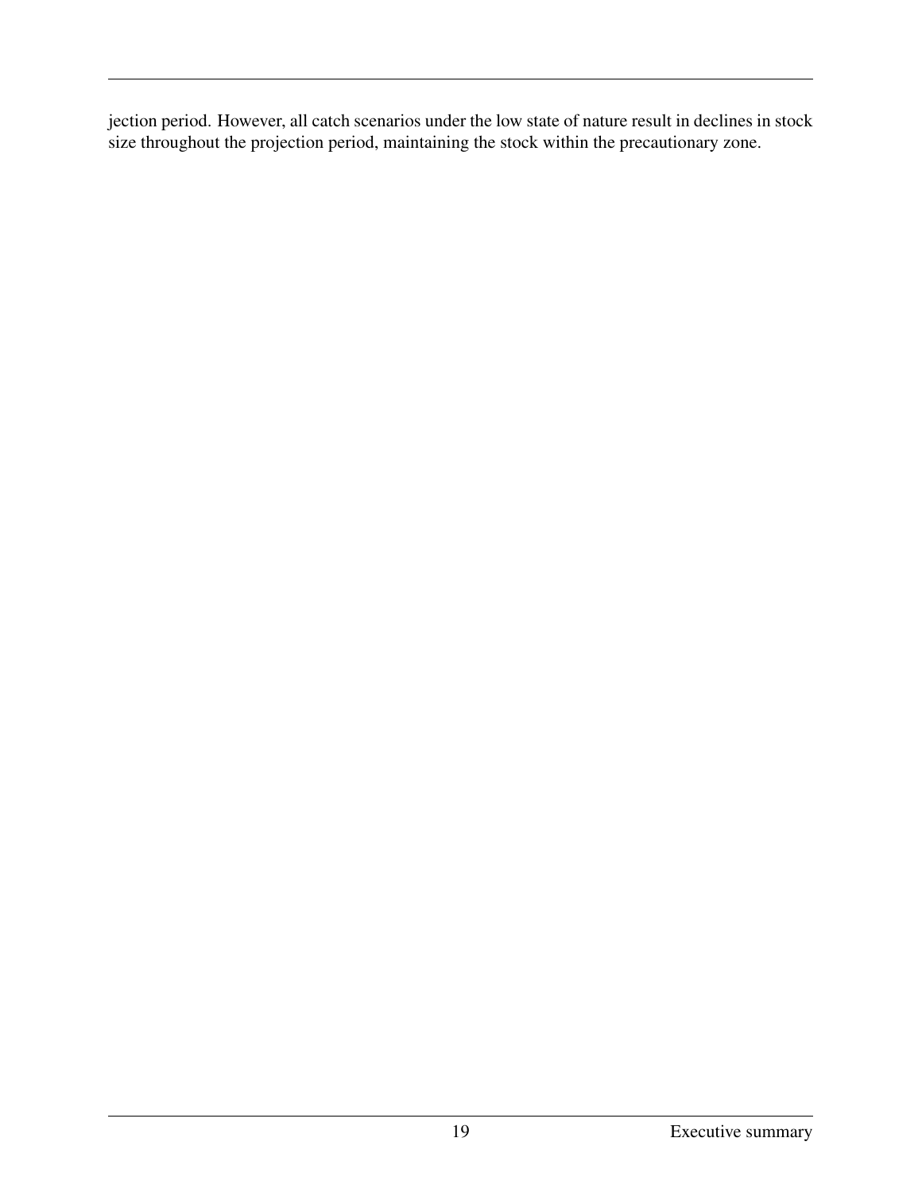jection period. However, all catch scenarios under the low state of nature result in declines in stock size throughout the projection period, maintaining the stock within the precautionary zone.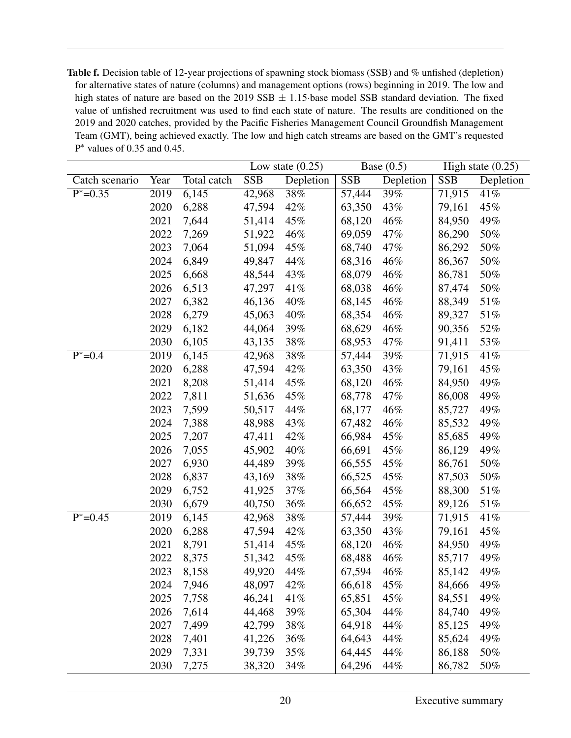**Table f.** Decision table of 12-year projections of spawning stock biomass (SSB) and % unfished (depletion) for alternative states of nature (columns) and management options (rows) beginning in 2019. The low and high states of nature are based on the 2019 SSB $\pm$ 1.15·base model SSB standard deviation. The fixed value of unfished recruitment was used to find each state of nature. The results are conditioned on the 2019 and 2020 catches, provided by the Pacific Fisheries Management Council Groundfish Management Team (GMT), being achieved exactly. The low and high catch streams are based on the GMT's requested P* values of 0.35 and 0.45.

| | | | Low state (0.25) | | Base (0.5) | | High state (0.25) | |
|---|---|---|---|---|---|---|---|---|
| Catch scenario | Year | Total catch | SSB | Depletion | SSB | Depletion | SSB | Depletion |
| P*=0.35 | 2019 | 6,145 | 42,968 | 38% | 57,444 | 39% | 71,915 | 41% |
| | 2020 | 6,288 | 47,594 | 42% | 63,350 | 43% | 79,161 | 45% |
| | 2021 | 7,644 | 51,414 | 45% | 68,120 | 46% | 84,950 | 49% |
| | 2022 | 7,269 | 51,922 | 46% | 69,059 | 47% | 86,290 | 50% |
| | 2023 | 7,064 | 51,094 | 45% | 68,740 | 47% | 86,292 | 50% |
| | 2024 | 6,849 | 49,847 | 44% | 68,316 | 46% | 86,367 | 50% |
| | 2025 | 6,668 | 48,544 | 43% | 68,079 | 46% | 86,781 | 50% |
| | 2026 | 6,513 | 47,297 | 41% | 68,038 | 46% | 87,474 | 50% |
| | 2027 | 6,382 | 46,136 | 40% | 68,145 | 46% | 88,349 | 51% |
| | 2028 | 6,279 | 45,063 | 40% | 68,354 | 46% | 89,327 | 51% |
| | 2029 | 6,182 | 44,064 | 39% | 68,629 | 46% | 90,356 | 52% |
| | 2030 | 6,105 | 43,135 | 38% | 68,953 | 47% | 91,411 | 53% |
| P*=0.4 | 2019 | 6,145 | 42,968 | 38% | 57,444 | 39% | 71,915 | 41% |
| | 2020 | 6,288 | 47,594 | 42% | 63,350 | 43% | 79,161 | 45% |
| | 2021 | 8,208 | 51,414 | 45% | 68,120 | 46% | 84,950 | 49% |
| | 2022 | 7,811 | 51,636 | 45% | 68,778 | 47% | 86,008 | 49% |
| | 2023 | 7,599 | 50,517 | 44% | 68,177 | 46% | 85,727 | 49% |
| | 2024 | 7,388 | 48,988 | 43% | 67,482 | 46% | 85,532 | 49% |
| | 2025 | 7,207 | 47,411 | 42% | 66,984 | 45% | 85,685 | 49% |
| | 2026 | 7,055 | 45,902 | 40% | 66,691 | 45% | 86,129 | 49% |
| | 2027 | 6,930 | 44,489 | 39% | 66,555 | 45% | 86,761 | 50% |
| | 2028 | 6,837 | 43,169 | 38% | 66,525 | 45% | 87,503 | 50% |
| | 2029 | 6,752 | 41,925 | 37% | 66,564 | 45% | 88,300 | 51% |
| | 2030 | 6,679 | 40,750 | 36% | 66,652 | 45% | 89,126 | 51% |
| P*=0.45 | 2019 | 6,145 | 42,968 | 38% | 57,444 | 39% | 71,915 | 41% |
| | 2020 | 6,288 | 47,594 | 42% | 63,350 | 43% | 79,161 | 45% |
| | 2021 | 8,791 | 51,414 | 45% | 68,120 | 46% | 84,950 | 49% |
| | 2022 | 8,375 | 51,342 | 45% | 68,488 | 46% | 85,717 | 49% |
| | 2023 | 8,158 | 49,920 | 44% | 67,594 | 46% | 85,142 | 49% |
| | 2024 | 7,946 | 48,097 | 42% | 66,618 | 45% | 84,666 | 49% |
| | 2025 | 7,758 | 46,241 | 41% | 65,851 | 45% | 84,551 | 49% |
| | 2026 | 7,614 | 44,468 | 39% | 65,304 | 44% | 84,740 | 49% |
| | 2027 | 7,499 | 42,799 | 38% | 64,918 | 44% | 85,125 | 49% |
| | 2028 | 7,401 | 41,226 | 36% | 64,643 | 44% | 85,624 | 49% |
| | 2029 | 7,331 | 39,739 | 35% | 64,445 | 44% | 86,188 | 50% |
| | 2030 | 7,275 | 38,320 | 34% | 64,296 | 44% | 86,782 | 50% |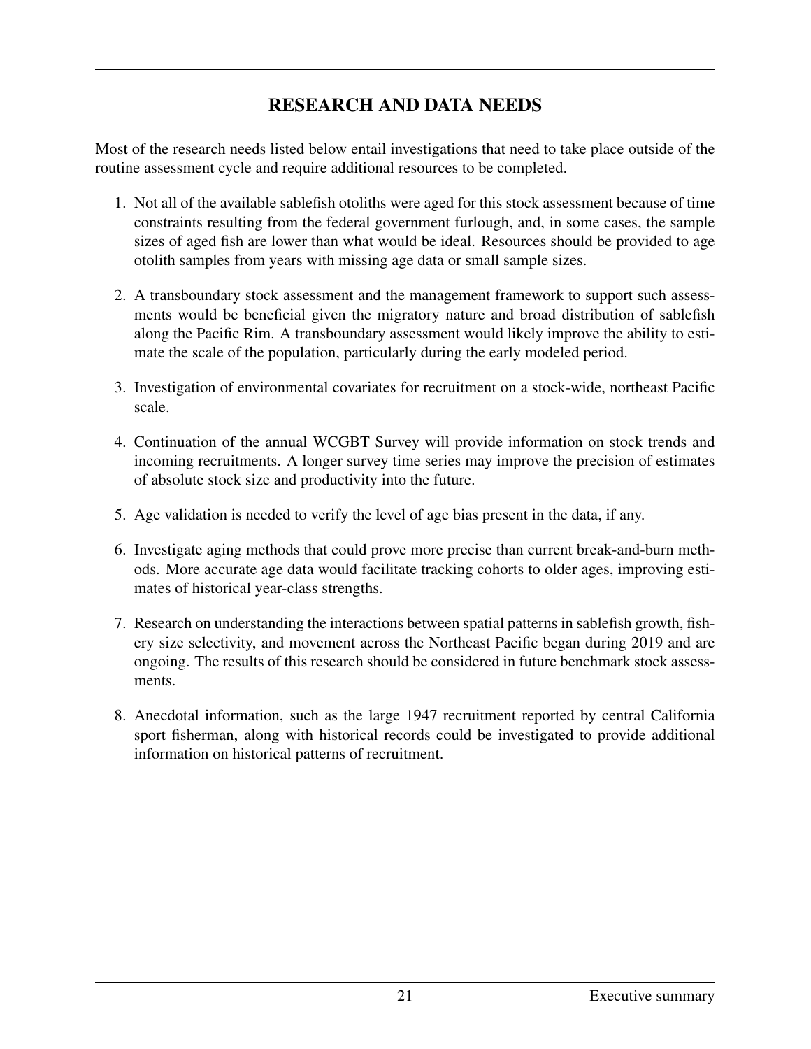# RESEARCH AND DATA NEEDS

Most of the research needs listed below entail investigations that need to take place outside of the routine assessment cycle and require additional resources to be completed.

1. Not all of the available sablefish otoliths were aged for this stock assessment because of time constraints resulting from the federal government furlough, and, in some cases, the sample sizes of aged fish are lower than what would be ideal. Resources should be provided to age otolith samples from years with missing age data or small sample sizes.

2. A transboundary stock assessment and the management framework to support such assessments would be beneficial given the migratory nature and broad distribution of sablefish along the Pacific Rim. A transboundary assessment would likely improve the ability to estimate the scale of the population, particularly during the early modeled period.

3. Investigation of environmental covariates for recruitment on a stock-wide, northeast Pacific scale.

4. Continuation of the annual WCGBT Survey will provide information on stock trends and incoming recruitments. A longer survey time series may improve the precision of estimates of absolute stock size and productivity into the future.

5. Age validation is needed to verify the level of age bias present in the data, if any.

6. Investigate aging methods that could prove more precise than current break-and-burn methods. More accurate age data would facilitate tracking cohorts to older ages, improving estimates of historical year-class strengths.

7. Research on understanding the interactions between spatial patterns in sablefish growth, fishery size selectivity, and movement across the Northeast Pacific began during 2019 and are ongoing. The results of this research should be considered in future benchmark stock assessments.

8. Anecdotal information, such as the large 1947 recruitment reported by central California sport fisherman, along with historical records could be investigated to provide additional information on historical patterns of recruitment.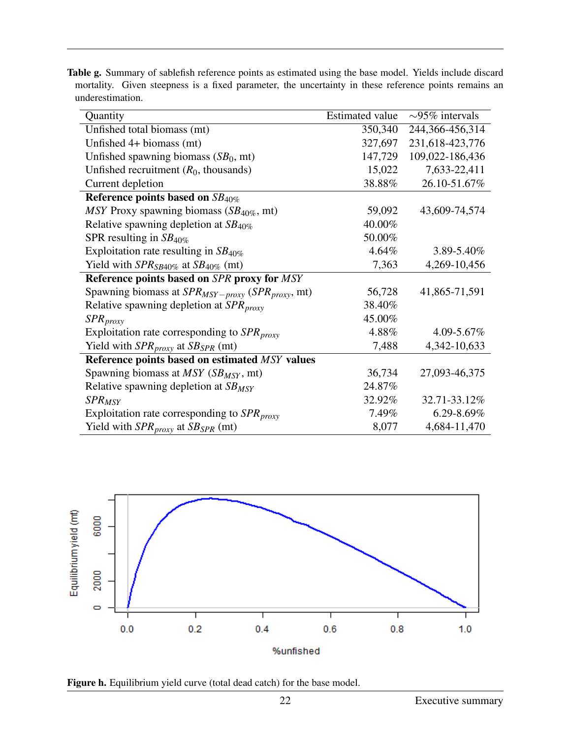**Table g.** Summary of sablefish reference points as estimated using the base model. Yields include discard mortality. Given steepness is a fixed parameter, the uncertainty in these reference points remains an underestimation.

| Quantity | Estimated value | ~95% intervals |
|---|---|---|
| Unfished total biomass (mt) | 350,340 | 244,366-456,314 |
| Unfished 4+ biomass (mt) | 327,697 | 231,618-423,776 |
| Unfished spawning biomass ($SB_0$, mt) | 147,729 | 109,022-186,436 |
| Unfished recruitment ($R_0$, thousands) | 15,022 | 7,633-22,411 |
| Current depletion | 38.88% | 26.10-51.67% |
| **Reference points based on $SB_{40\%}$** | | |
| $MSY$ Proxy spawning biomass ($SB_{40\%}$, mt) | 59,092 | 43,609-74,574 |
| Relative spawning depletion at $SB_{40\%}$ | 40.00% | |
| SPR resulting in $SB_{40\%}$ | 50.00% | |
| Exploitation rate resulting in $SB_{40\%}$ | 4.64% | 3.89-5.40% |
| Yield with $SPR_{SB40\%}$ at $SB_{40\%}$ (mt) | 7,363 | 4,269-10,456 |
| **Reference points based on $SPR$ proxy for $MSY$** | | |
| Spawning biomass at $SPR_{MSY-proxy}$ ($SPR_{proxy}$, mt) | 56,728 | 41,865-71,591 |
| Relative spawning depletion at $SPR_{proxy}$ | 38.40% | |
| $SPR_{proxy}$ | 45.00% | |
| Exploitation rate corresponding to $SPR_{proxy}$ | 4.88% | 4.09-5.67% |
| Yield with $SPR_{proxy}$ at $SB_{SPR}$ (mt) | 7,488 | 4,342-10,633 |
| **Reference points based on estimated $MSY$ values** | | |
| Spawning biomass at $MSY$ ($SB_{MSY}$, mt) | 36,734 | 27,093-46,375 |
| Relative spawning depletion at $SB_{MSY}$ | 24.87% | |
| $SPR_{MSY}$ | 32.92% | 32.71-33.12% |
| Exploitation rate corresponding to $SPR_{proxy}$ | 7.49% | 6.29-8.69% |
| Yield with $SPR_{proxy}$ at $SB_{SPR}$ (mt) | 8,077 | 4,684-11,470 |

Equilibrium yield (mt)
0
2000
6000
0.0
0.2
0.4
0.6
0.8
1.0
%unfished

**Figure h.** Equilibrium yield curve (total dead catch) for the base model.